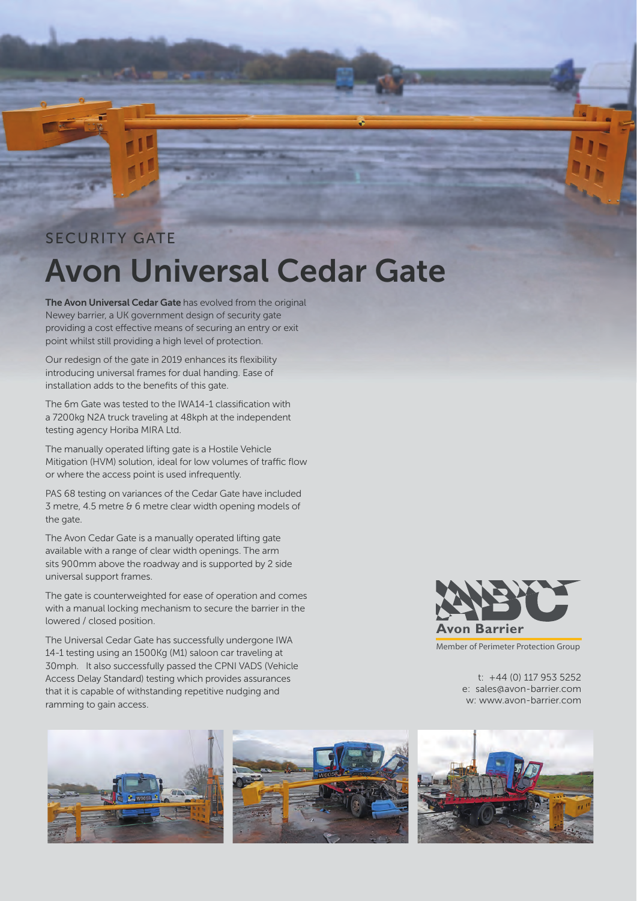SECURITY GATE

# Avon Universal Cedar Gate

**The Avon Universal Cedar Gate** has evolved from the original Newey barrier, a UK government design of security gate providing a cost effective means of securing an entry or exit point whilst still providing a high level of protection.

Our redesign of the gate in 2019 enhances its flexibility introducing universal frames for dual handing. Ease of installation adds to the benefits of this gate.

The 6m Gate was tested to the IWA14-1 classification with a 7200kg N2A truck traveling at 48kph at the independent testing agency Horiba MIRA Ltd.

The manually operated lifting gate is a Hostile Vehicle Mitigation (HVM) solution, ideal for low volumes of traffic flow or where the access point is used infrequently.

PAS 68 testing on variances of the Cedar Gate have included 3 metre, 4.5 metre & 6 metre clear width opening models of the gate.

The Avon Cedar Gate is a manually operated lifting gate available with a range of clear width openings. The arm sits 900mm above the roadway and is supported by 2 side universal support frames.

The gate is counterweighted for ease of operation and comes with a manual locking mechanism to secure the barrier in the lowered / closed position.

The Universal Cedar Gate has successfully undergone IWA 14-1 testing using an 1500Kg (M1) saloon car traveling at 30mph. It also successfully passed the CPNI VADS (Vehicle Access Delay Standard) testing which provides assurances that it is capable of withstanding repetitive nudging and ramming to gain access.

Avon Barrier

Member of Perimeter Protection Group

t: +44 (0) 117 953 5252
e: sales@avon-barrier.com
w: www.avon-barrier.com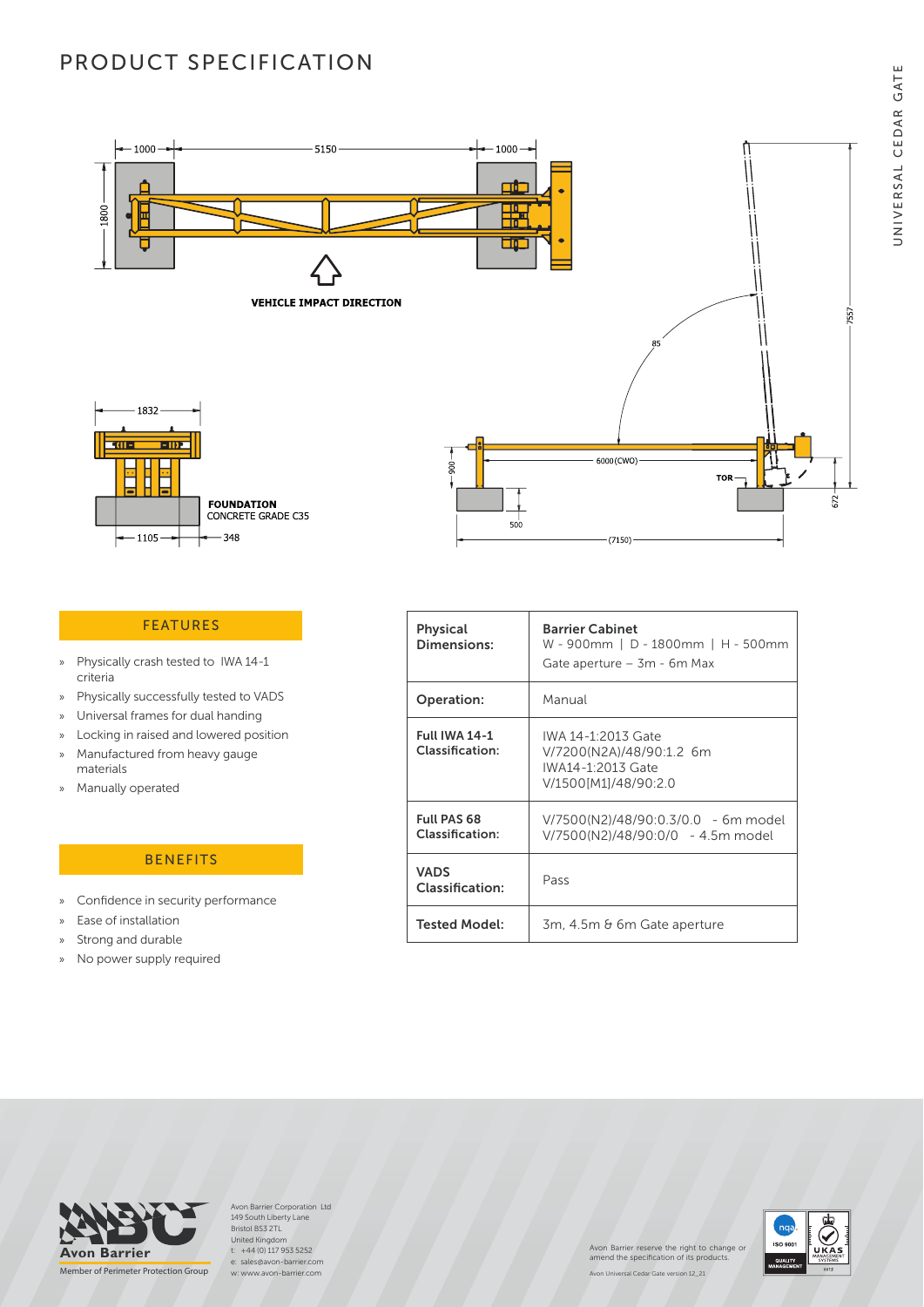# PRODUCT SPECIFICATION

1000
5150
1000
1800
VEHICLE IMPACT DIRECTION
1832
FOUNDATION
CONCRETE GRADE C35
1105
348
85
7557
900
6000(CWO)
TOR
672
500
(7150)

## FEATURES

- Physically crash tested to IWA 14-1 criteria
- Physically successfully tested to VADS
- Universal frames for dual handing
- Locking in raised and lowered position
- Manufactured from heavy gauge materials
- Manually operated

## BENEFITS

- Confidence in security performance
- Ease of installation
- Strong and durable
- No power supply required

| | |
|---|---|
| **Physical Dimensions:** | **Barrier Cabinet**<br>W - 900mm \| D - 1800mm \| H - 500mm<br>Gate aperture – 3m - 6m Max |
| **Operation:** | Manual |
| **Full IWA 14-1 Classification:** | IWA 14-1:2013 Gate V/7200(N2A)/48/90:1.2 6m<br>IWA14-1:2013 Gate V/1500[M1]/48/90:2.0 |
| **Full PAS 68 Classification:** | V/7500(N2)/48/90:0.3/0.0 - 6m model<br>V/7500(N2)/48/90:0/0 - 4.5m model |
| **VADS Classification:** | Pass |
| **Tested Model:** | 3m, 4.5m & 6m Gate aperture |

Avon Barrier
Member of Perimeter Protection Group

Avon Barrier Corporation Ltd
149 South Liberty Lane
Bristol BS3 2TL
United Kingdom
t: +44 (0) 117 953 5252
e: sales@avon-barrier.com
w: www.avon-barrier.com

Avon Barrier reserve the right to change or amend the specification of its products.

Avon Universal Cedar Gate version 12_21